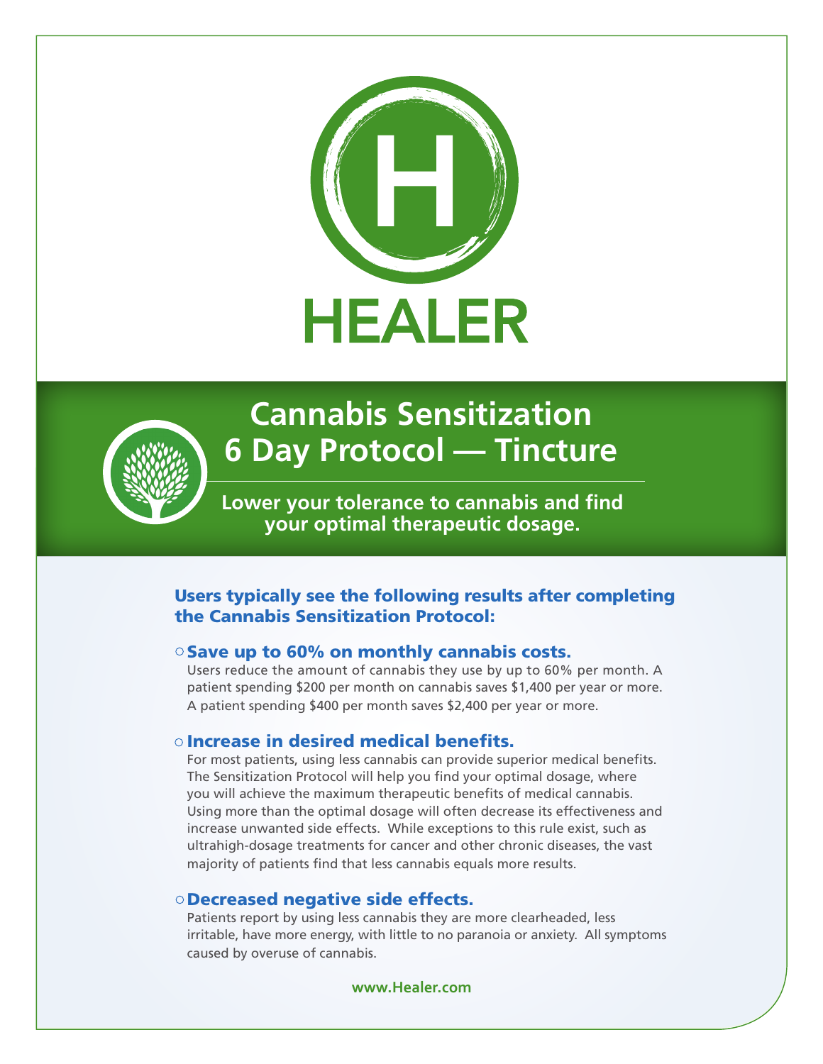# HEALER

## Cannabis Sensitization 6 Day Protocol — Tincture

**Lower your tolerance to cannabis and find your optimal therapeutic dosage.**

### Users typically see the following results after completing the Cannabis Sensitization Protocol:

- **Save up to 60% on monthly cannabis costs.**
  Users reduce the amount of cannabis they use by up to 60% per month. A patient spending $200 per month on cannabis saves $1,400 per year or more. A patient spending $400 per month saves $2,400 per year or more.

- **Increase in desired medical benefits.**
  For most patients, using less cannabis can provide superior medical benefits. The Sensitization Protocol will help you find your optimal dosage, where you will achieve the maximum therapeutic benefits of medical cannabis. Using more than the optimal dosage will often decrease its effectiveness and increase unwanted side effects. While exceptions to this rule exist, such as ultrahigh-dosage treatments for cancer and other chronic diseases, the vast majority of patients find that less cannabis equals more results.

- **Decreased negative side effects.**
  Patients report by using less cannabis they are more clearheaded, less irritable, have more energy, with little to no paranoia or anxiety. All symptoms caused by overuse of cannabis.

www.Healer.com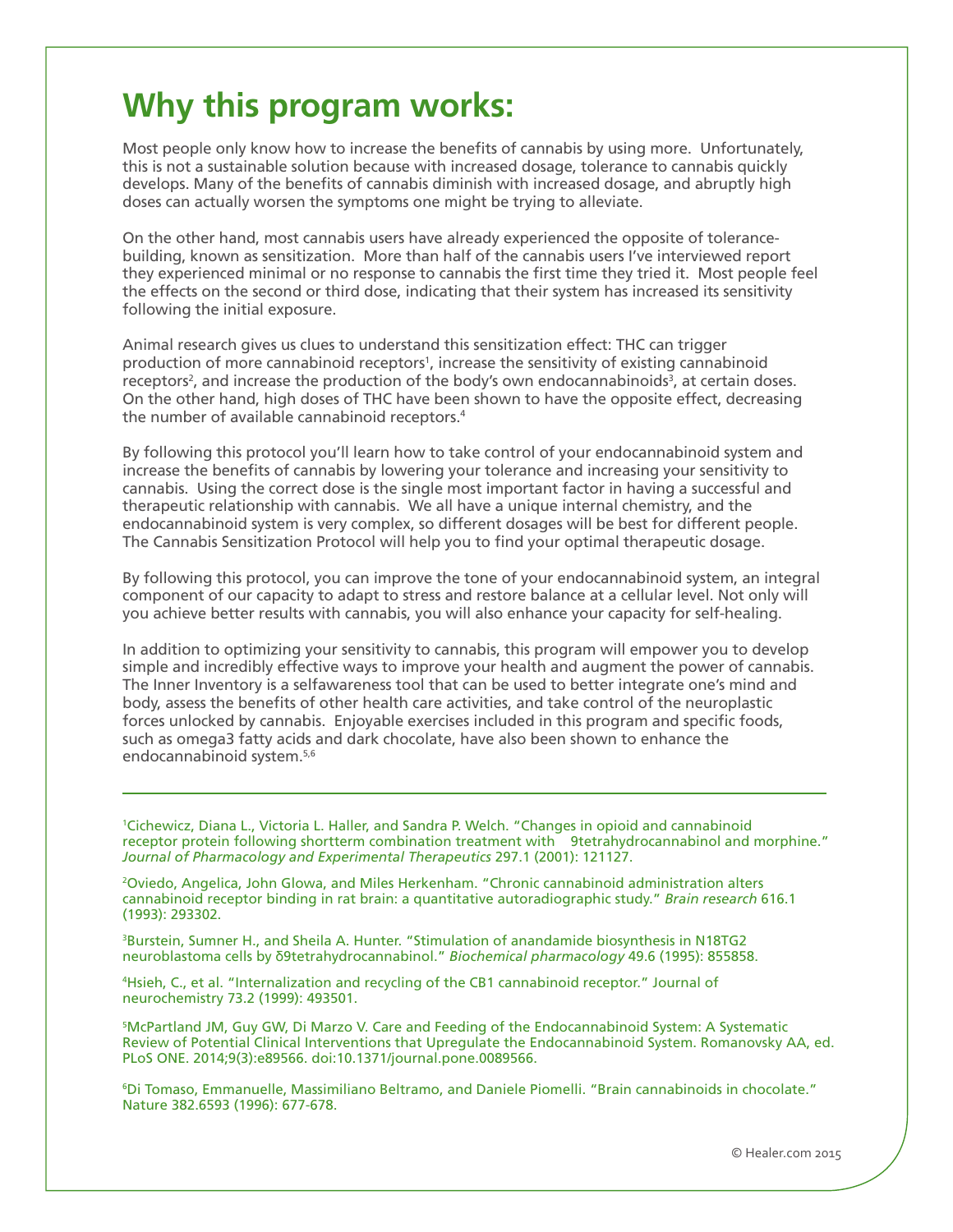# Why this program works:

Most people only know how to increase the benefits of cannabis by using more. Unfortunately, this is not a sustainable solution because with increased dosage, tolerance to cannabis quickly develops. Many of the benefits of cannabis diminish with increased dosage, and abruptly high doses can actually worsen the symptoms one might be trying to alleviate.

On the other hand, most cannabis users have already experienced the opposite of tolerance-building, known as sensitization. More than half of the cannabis users I've interviewed report they experienced minimal or no response to cannabis the first time they tried it. Most people feel the effects on the second or third dose, indicating that their system has increased its sensitivity following the initial exposure.

Animal research gives us clues to understand this sensitization effect: THC can trigger production of more cannabinoid receptors[1], increase the sensitivity of existing cannabinoid receptors[2], and increase the production of the body's own endocannabinoids[3], at certain doses. On the other hand, high doses of THC have been shown to have the opposite effect, decreasing the number of available cannabinoid receptors.[4]

By following this protocol you'll learn how to take control of your endocannabinoid system and increase the benefits of cannabis by lowering your tolerance and increasing your sensitivity to cannabis. Using the correct dose is the single most important factor in having a successful and therapeutic relationship with cannabis. We all have a unique internal chemistry, and the endocannabinoid system is very complex, so different dosages will be best for different people. The Cannabis Sensitization Protocol will help you to find your optimal therapeutic dosage.

By following this protocol, you can improve the tone of your endocannabinoid system, an integral component of our capacity to adapt to stress and restore balance at a cellular level. Not only will you achieve better results with cannabis, you will also enhance your capacity for self-healing.

In addition to optimizing your sensitivity to cannabis, this program will empower you to develop simple and incredibly effective ways to improve your health and augment the power of cannabis. The Inner Inventory is a selfawareness tool that can be used to better integrate one's mind and body, assess the benefits of other health care activities, and take control of the neuroplastic forces unlocked by cannabis. Enjoyable exercises included in this program and specific foods, such as omega3 fatty acids and dark chocolate, have also been shown to enhance the endocannabinoid system.[5,6]

---

[1] Cichewicz, Diana L., Victoria L. Haller, and Sandra P. Welch. "Changes in opioid and cannabinoid receptor protein following shortterm combination treatment with 9tetrahydrocannabinol and morphine." *Journal of Pharmacology and Experimental Therapeutics* 297.1 (2001): 121127.

[2] Oviedo, Angelica, John Glowa, and Miles Herkenham. "Chronic cannabinoid administration alters cannabinoid receptor binding in rat brain: a quantitative autoradiographic study." *Brain research* 616.1 (1993): 293302.

[3] Burstein, Sumner H., and Sheila A. Hunter. "Stimulation of anandamide biosynthesis in N18TG2 neuroblastoma cells by δ9tetrahydrocannabinol." *Biochemical pharmacology* 49.6 (1995): 855858.

[4] Hsieh, C., et al. "Internalization and recycling of the CB1 cannabinoid receptor." Journal of neurochemistry 73.2 (1999): 493501.

[5] McPartland JM, Guy GW, Di Marzo V. Care and Feeding of the Endocannabinoid System: A Systematic Review of Potential Clinical Interventions that Upregulate the Endocannabinoid System. Romanovsky AA, ed. PLoS ONE. 2014;9(3):e89566. doi:10.1371/journal.pone.0089566.

[6] Di Tomaso, Emmanuelle, Massimiliano Beltramo, and Daniele Piomelli. "Brain cannabinoids in chocolate." Nature 382.6593 (1996): 677-678.

© Healer.com 2015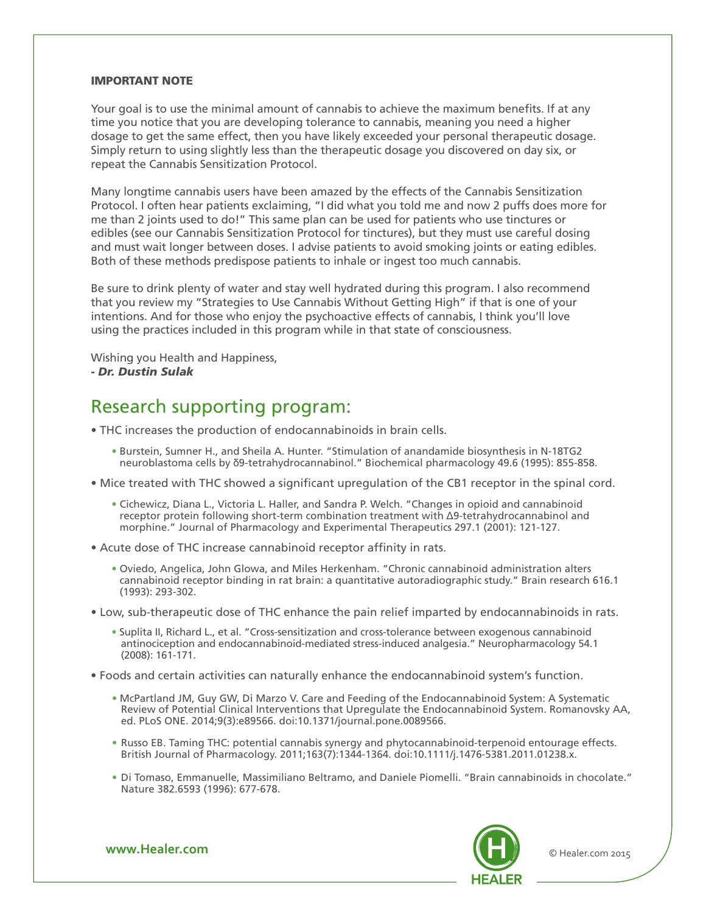**IMPORTANT NOTE**

Your goal is to use the minimal amount of cannabis to achieve the maximum benefits. If at any time you notice that you are developing tolerance to cannabis, meaning you need a higher dosage to get the same effect, then you have likely exceeded your personal therapeutic dosage. Simply return to using slightly less than the therapeutic dosage you discovered on day six, or repeat the Cannabis Sensitization Protocol.

Many longtime cannabis users have been amazed by the effects of the Cannabis Sensitization Protocol. I often hear patients exclaiming, "I did what you told me and now 2 puffs does more for me than 2 joints used to do!" This same plan can be used for patients who use tinctures or edibles (see our Cannabis Sensitization Protocol for tinctures), but they must use careful dosing and must wait longer between doses. I advise patients to avoid smoking joints or eating edibles. Both of these methods predispose patients to inhale or ingest too much cannabis.

Be sure to drink plenty of water and stay well hydrated during this program. I also recommend that you review my "Strategies to Use Cannabis Without Getting High" if that is one of your intentions. And for those who enjoy the psychoactive effects of cannabis, I think you'll love using the practices included in this program while in that state of consciousness.

Wishing you Health and Happiness,
***- Dr. Dustin Sulak***

## Research supporting program:

- THC increases the production of endocannabinoids in brain cells.
  - Burstein, Sumner H., and Sheila A. Hunter. "Stimulation of anandamide biosynthesis in N-18TG2 neuroblastoma cells by δ9-tetrahydrocannabinol." Biochemical pharmacology 49.6 (1995): 855-858.
- Mice treated with THC showed a significant upregulation of the CB1 receptor in the spinal cord.
  - Cichewicz, Diana L., Victoria L. Haller, and Sandra P. Welch. "Changes in opioid and cannabinoid receptor protein following short-term combination treatment with Δ9-tetrahydrocannabinol and morphine." Journal of Pharmacology and Experimental Therapeutics 297.1 (2001): 121-127.
- Acute dose of THC increase cannabinoid receptor affinity in rats.
  - Oviedo, Angelica, John Glowa, and Miles Herkenham. "Chronic cannabinoid administration alters cannabinoid receptor binding in rat brain: a quantitative autoradiographic study." Brain research 616.1 (1993): 293-302.
- Low, sub-therapeutic dose of THC enhance the pain relief imparted by endocannabinoids in rats.
  - Suplita II, Richard L., et al. "Cross-sensitization and cross-tolerance between exogenous cannabinoid antinociception and endocannabinoid-mediated stress-induced analgesia." Neuropharmacology 54.1 (2008): 161-171.
- Foods and certain activities can naturally enhance the endocannabinoid system's function.
  - McPartland JM, Guy GW, Di Marzo V. Care and Feeding of the Endocannabinoid System: A Systematic Review of Potential Clinical Interventions that Upregulate the Endocannabinoid System. Romanovsky AA, ed. PLoS ONE. 2014;9(3):e89566. doi:10.1371/journal.pone.0089566.
  - Russo EB. Taming THC: potential cannabis synergy and phytocannabinoid-terpenoid entourage effects. British Journal of Pharmacology. 2011;163(7):1344-1364. doi:10.1111/j.1476-5381.2011.01238.x.
  - Di Tomaso, Emmanuelle, Massimiliano Beltramo, and Daniele Piomelli. "Brain cannabinoids in chocolate." Nature 382.6593 (1996): 677-678.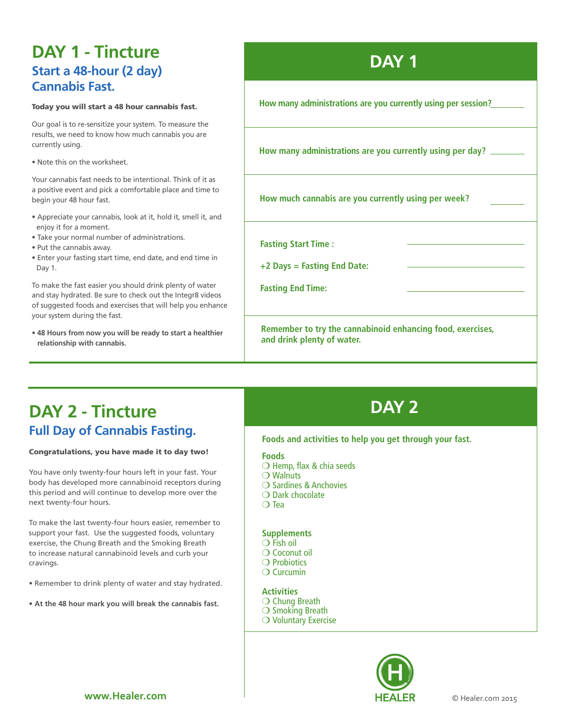# DAY 1 - Tincture

## Start a 48-hour (2 day) Cannabis Fast.

**Today you will start a 48 hour cannabis fast.**

Our goal is to re-sensitize your system. To measure the results, we need to know how much cannabis you are currently using.

- Note this on the worksheet.

Your cannabis fast needs to be intentional. Think of it as a positive event and pick a comfortable place and time to begin your 48 hour fast.

- Appreciate your cannabis, look at it, hold it, smell it, and enjoy it for a moment.
- Take your normal number of administrations.
- Put the cannabis away.
- Enter your fasting start time, end date, and end time in Day 1.

To make the fast easier you should drink plenty of water and stay hydrated. Be sure to check out the Integr8 videos of suggested foods and exercises that will help you enhance your system during the fast.

- **48 Hours from now you will be ready to start a healthier relationship with cannabis.**

## DAY 1

**How many administrations are you currently using per session?** ________

**How many administrations are you currently using per day?** ________

**How much cannabis are you currently using per week?** ________

**Fasting Start Time :** ________

**+2 Days = Fasting End Date:** ________

**Fasting End Time:** ________

**Remember to try the cannabinoid enhancing food, exercises, and drink plenty of water.**

# DAY 2 - Tincture

## Full Day of Cannabis Fasting.

**Congratulations, you have made it to day two!**

You have only twenty-four hours left in your fast. Your body has developed more cannabinoid receptors during this period and will continue to develop more over the next twenty-four hours.

To make the last twenty-four hours easier, remember to support your fast. Use the suggested foods, voluntary exercise, the Chung Breath and the Smoking Breath to increase natural cannabinoid levels and curb your cravings.

- Remember to drink plenty of water and stay hydrated.
- **At the 48 hour mark you will break the cannabis fast.**

## DAY 2

**Foods and activities to help you get through your fast.**

**Foods**
- ❍ Hemp, flax & chia seeds
- ❍ Walnuts
- ❍ Sardines & Anchovies
- ❍ Dark chocolate
- ❍ Tea

**Supplements**
- ❍ Fish oil
- ❍ Coconut oil
- ❍ Probiotics
- ❍ Curcumin

**Activities**
- ❍ Chung Breath
- ❍ Smoking Breath
- ❍ Voluntary Exercise

www.Healer.com

HEALER

© Healer.com 2015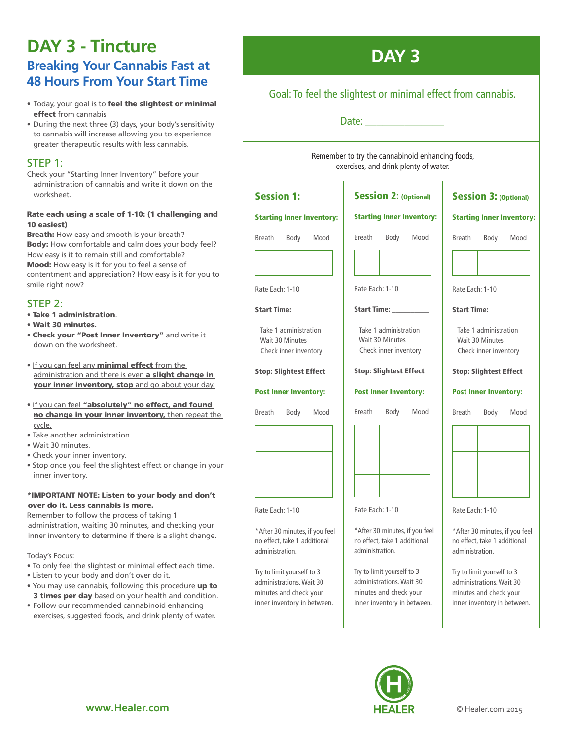# DAY 3 - Tincture

## Breaking Your Cannabis Fast at 48 Hours From Your Start Time

- Today, your goal is to **feel the slightest or minimal effect** from cannabis.
- During the next three (3) days, your body's sensitivity to cannabis will increase allowing you to experience greater therapeutic results with less cannabis.

### STEP 1:

Check your "Starting Inner Inventory" before your administration of cannabis and write it down on the worksheet.

**Rate each using a scale of 1-10: (1 challenging and 10 easiest)**
**Breath:** How easy and smooth is your breath?
**Body:** How comfortable and calm does your body feel? How easy is it to remain still and comfortable?
**Mood:** How easy is it for you to feel a sense of contentment and appreciation? How easy is it for you to smile right now?

### STEP 2:

- **Take 1 administration**.
- **Wait 30 minutes.**
- **Check your "Post Inner Inventory"** and write it down on the worksheet.

- If you can feel any **minimal effect** from the administration and there is even **a slight change in your inner inventory, stop** and go about your day.

- If you can feel **"absolutely" no effect, and found no change in your inner inventory,** then repeat the cycle.
- Take another administration.
- Wait 30 minutes.
- Check your inner inventory.
- Stop once you feel the slightest effect or change in your inner inventory.

**\*IMPORTANT NOTE: Listen to your body and don't over do it. Less cannabis is more.**
Remember to follow the process of taking 1 administration, waiting 30 minutes, and checking your inner inventory to determine if there is a slight change.

Today's Focus:
- To only feel the slightest or minimal effect each time.
- Listen to your body and don't over do it.
- You may use cannabis, following this procedure **up to 3 times per day** based on your health and condition.
- Follow our recommended cannabinoid enhancing exercises, suggested foods, and drink plenty of water.

www.Healer.com

## DAY 3

Goal: To feel the slightest or minimal effect from cannabis.

Date: _______________

Remember to try the cannabinoid enhancing foods, exercises, and drink plenty of water.

| Session 1: | Session 2: (Optional) | Session 3: (Optional) |
|---|---|---|
| **Starting Inner Inventory:** | **Starting Inner Inventory:** | **Starting Inner Inventory:** |
| Breath / Body / Mood | Breath / Body / Mood | Breath / Body / Mood |
| Rate Each: 1-10 | Rate Each: 1-10 | Rate Each: 1-10 |
| **Start Time:** _________ | **Start Time:** _________ | **Start Time:** _________ |
| Take 1 administration<br>Wait 30 Minutes<br>Check inner inventory | Take 1 administration<br>Wait 30 Minutes<br>Check inner inventory | Take 1 administration<br>Wait 30 Minutes<br>Check inner inventory |
| **Stop: Slightest Effect** | **Stop: Slightest Effect** | **Stop: Slightest Effect** |
| **Post Inner Inventory:** | **Post Inner Inventory:** | **Post Inner Inventory:** |
| Breath / Body / Mood | Breath / Body / Mood | Breath / Body / Mood |
| Rate Each: 1-10 | Rate Each: 1-10 | Rate Each: 1-10 |
| *After 30 minutes, if you feel no effect, take 1 additional administration. | *After 30 minutes, if you feel no effect, take 1 additional administration. | *After 30 minutes, if you feel no effect, take 1 additional administration. |
| Try to limit yourself to 3 administrations. Wait 30 minutes and check your inner inventory in between. | Try to limit yourself to 3 administrations. Wait 30 minutes and check your inner inventory in between. | Try to limit yourself to 3 administrations. Wait 30 minutes and check your inner inventory in between. |

HEALER

© Healer.com 2015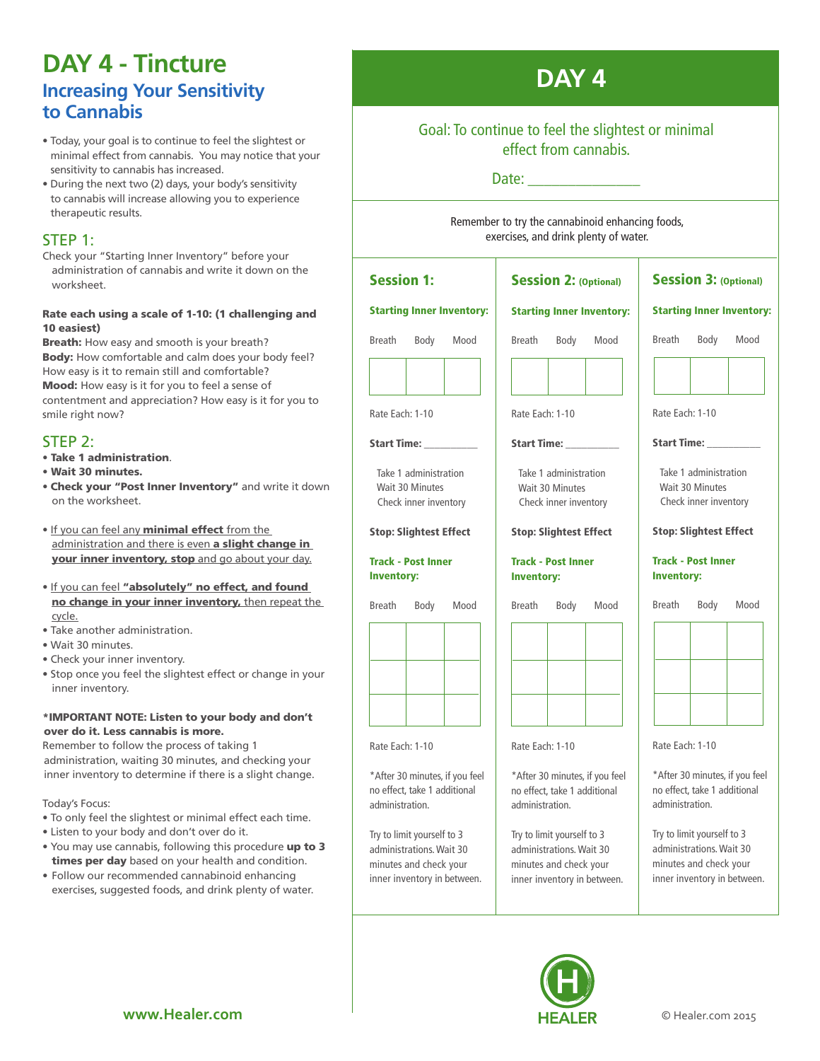# DAY 4 - Tincture

## Increasing Your Sensitivity to Cannabis

- Today, your goal is to continue to feel the slightest or minimal effect from cannabis. You may notice that your sensitivity to cannabis has increased.
- During the next two (2) days, your body's sensitivity to cannabis will increase allowing you to experience therapeutic results.

## STEP 1:

Check your "Starting Inner Inventory" before your administration of cannabis and write it down on the worksheet.

**Rate each using a scale of 1-10: (1 challenging and 10 easiest)**
**Breath:** How easy and smooth is your breath?
**Body:** How comfortable and calm does your body feel? How easy is it to remain still and comfortable?
**Mood:** How easy is it for you to feel a sense of contentment and appreciation? How easy is it for you to smile right now?

## STEP 2:

- **Take 1 administration**.
- **Wait 30 minutes.**
- **Check your "Post Inner Inventory"** and write it down on the worksheet.

- If you can feel any **minimal effect** from the administration and there is even **a slight change in your inner inventory, stop** and go about your day.

- If you can feel **"absolutely" no effect, and found no change in your inner inventory,** then repeat the cycle.
- Take another administration.
- Wait 30 minutes.
- Check your inner inventory.
- Stop once you feel the slightest effect or change in your inner inventory.

***IMPORTANT NOTE: Listen to your body and don't over do it. Less cannabis is more.**
Remember to follow the process of taking 1 administration, waiting 30 minutes, and checking your inner inventory to determine if there is a slight change.

Today's Focus:

- To only feel the slightest or minimal effect each time.
- Listen to your body and don't over do it.
- You may use cannabis, following this procedure **up to 3 times per day** based on your health and condition.
- Follow our recommended cannabinoid enhancing exercises, suggested foods, and drink plenty of water.

# DAY 4

Goal: To continue to feel the slightest or minimal effect from cannabis.

Date: ________________

Remember to try the cannabinoid enhancing foods, exercises, and drink plenty of water.

| Session 1: | Session 2: (Optional) | Session 3: (Optional) |
|---|---|---|
| **Starting Inner Inventory:** | **Starting Inner Inventory:** | **Starting Inner Inventory:** |
| Breath / Body / Mood | Breath / Body / Mood | Breath / Body / Mood |
| Rate Each: 1-10 | Rate Each: 1-10 | Rate Each: 1-10 |
| **Start Time:** __________ | **Start Time:** __________ | **Start Time:** __________ |
| Take 1 administration<br>Wait 30 Minutes<br>Check inner inventory | Take 1 administration<br>Wait 30 Minutes<br>Check inner inventory | Take 1 administration<br>Wait 30 Minutes<br>Check inner inventory |
| **Stop: Slightest Effect** | **Stop: Slightest Effect** | **Stop: Slightest Effect** |
| **Track - Post Inner Inventory:** | **Track - Post Inner Inventory:** | **Track - Post Inner Inventory:** |
| Breath / Body / Mood | Breath / Body / Mood | Breath / Body / Mood |
| Rate Each: 1-10 | Rate Each: 1-10 | Rate Each: 1-10 |
| *After 30 minutes, if you feel no effect, take 1 additional administration. | *After 30 minutes, if you feel no effect, take 1 additional administration. | *After 30 minutes, if you feel no effect, take 1 additional administration. |
| Try to limit yourself to 3 administrations. Wait 30 minutes and check your inner inventory in between. | Try to limit yourself to 3 administrations. Wait 30 minutes and check your inner inventory in between. | Try to limit yourself to 3 administrations. Wait 30 minutes and check your inner inventory in between. |

www.Healer.com

HEALER

© Healer.com 2015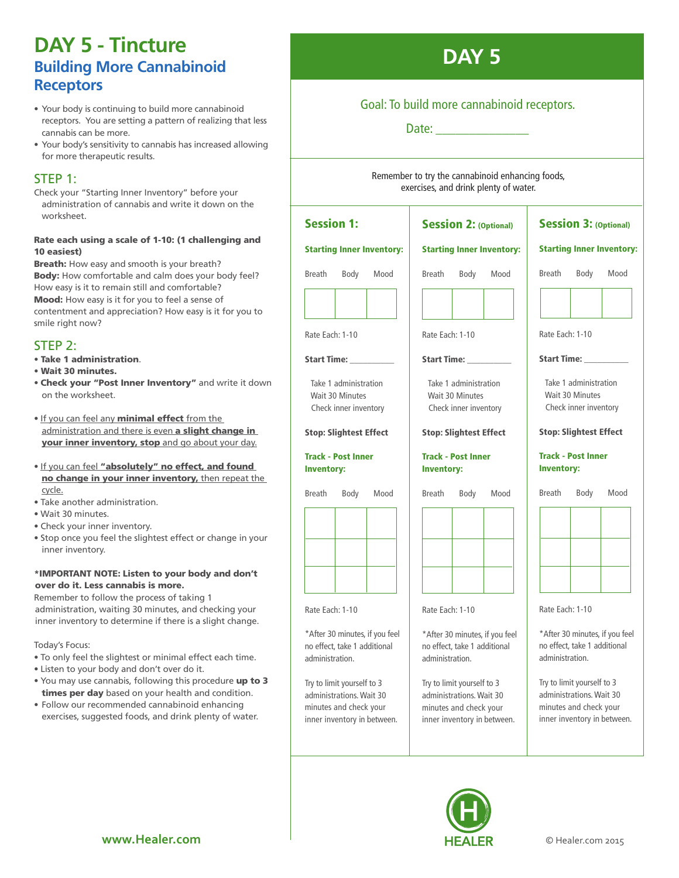# DAY 5 - Tincture

## Building More Cannabinoid Receptors

- Your body is continuing to build more cannabinoid receptors. You are setting a pattern of realizing that less cannabis can be more.
- Your body's sensitivity to cannabis has increased allowing for more therapeutic results.

### STEP 1:

Check your "Starting Inner Inventory" before your administration of cannabis and write it down on the worksheet.

**Rate each using a scale of 1-10: (1 challenging and 10 easiest)**
**Breath:** How easy and smooth is your breath?
**Body:** How comfortable and calm does your body feel? How easy is it to remain still and comfortable?
**Mood:** How easy is it for you to feel a sense of contentment and appreciation? How easy is it for you to smile right now?

### STEP 2:

- **Take 1 administration**.
- **Wait 30 minutes.**
- **Check your "Post Inner Inventory"** and write it down on the worksheet.

- If you can feel any **minimal effect** from the administration and there is even **a slight change in your inner inventory, stop** and go about your day.

- If you can feel **"absolutely" no effect, and found no change in your inner inventory,** then repeat the cycle.
- Take another administration.
- Wait 30 minutes.
- Check your inner inventory.
- Stop once you feel the slightest effect or change in your inner inventory.

***IMPORTANT NOTE: Listen to your body and don't over do it. Less cannabis is more.**
Remember to follow the process of taking 1 administration, waiting 30 minutes, and checking your inner inventory to determine if there is a slight change.

Today's Focus:
- To only feel the slightest or minimal effect each time.
- Listen to your body and don't over do it.
- You may use cannabis, following this procedure **up to 3 times per day** based on your health and condition.
- Follow our recommended cannabinoid enhancing exercises, suggested foods, and drink plenty of water.

www.Healer.com

# DAY 5

Goal: To build more cannabinoid receptors.

Date: ________________

Remember to try the cannabinoid enhancing foods, exercises, and drink plenty of water.

| **Session 1:** | **Session 2:** (Optional) | **Session 3:** (Optional) |
|---|---|---|
| **Starting Inner Inventory:** | **Starting Inner Inventory:** | **Starting Inner Inventory:** |
| Breath / Body / Mood | Breath / Body / Mood | Breath / Body / Mood |
| Rate Each: 1-10 | Rate Each: 1-10 | Rate Each: 1-10 |
| **Start Time:** __________ | **Start Time:** __________ | **Start Time:** __________ |
| Take 1 administration<br>Wait 30 Minutes<br>Check inner inventory | Take 1 administration<br>Wait 30 Minutes<br>Check inner inventory | Take 1 administration<br>Wait 30 Minutes<br>Check inner inventory |
| **Stop: Slightest Effect** | **Stop: Slightest Effect** | **Stop: Slightest Effect** |
| **Track - Post Inner Inventory:** | **Track - Post Inner Inventory:** | **Track - Post Inner Inventory:** |
| Breath / Body / Mood | Breath / Body / Mood | Breath / Body / Mood |
| Rate Each: 1-10 | Rate Each: 1-10 | Rate Each: 1-10 |
| *After 30 minutes, if you feel no effect, take 1 additional administration. | *After 30 minutes, if you feel no effect, take 1 additional administration. | *After 30 minutes, if you feel no effect, take 1 additional administration. |
| Try to limit yourself to 3 administrations. Wait 30 minutes and check your inner inventory in between. | Try to limit yourself to 3 administrations. Wait 30 minutes and check your inner inventory in between. | Try to limit yourself to 3 administrations. Wait 30 minutes and check your inner inventory in between. |

HEALER

© Healer.com 2015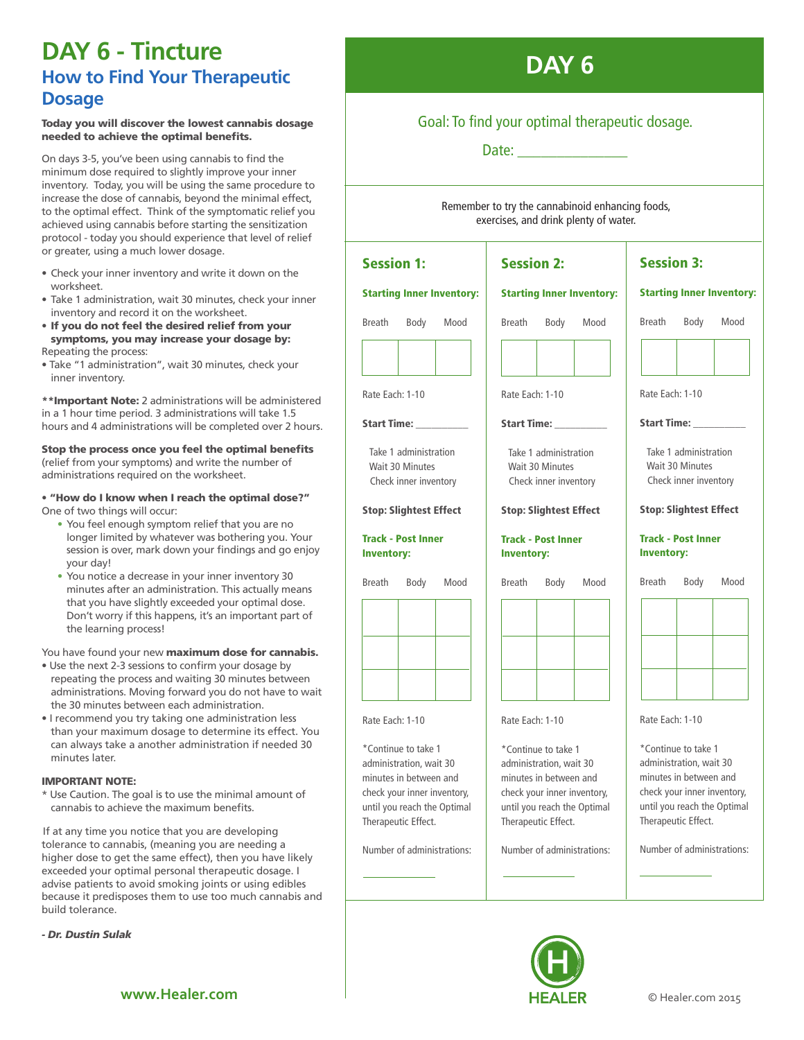# DAY 6 - Tincture

## How to Find Your Therapeutic Dosage

**Today you will discover the lowest cannabis dosage needed to achieve the optimal benefits.**

On days 3-5, you've been using cannabis to find the minimum dose required to slightly improve your inner inventory. Today, you will be using the same procedure to increase the dose of cannabis, beyond the minimal effect, to the optimal effect. Think of the symptomatic relief you achieved using cannabis before starting the sensitization protocol - today you should experience that level of relief or greater, using a much lower dosage.

- Check your inner inventory and write it down on the worksheet.
- Take 1 administration, wait 30 minutes, check your inner inventory and record it on the worksheet.
- **If you do not feel the desired relief from your symptoms, you may increase your dosage by:**

Repeating the process:

- Take "1 administration", wait 30 minutes, check your inner inventory.

****Important Note:** 2 administrations will be administered in a 1 hour time period. 3 administrations will take 1.5 hours and 4 administrations will be completed over 2 hours.

**Stop the process once you feel the optimal benefits** (relief from your symptoms) and write the number of administrations required on the worksheet.

- **"How do I know when I reach the optimal dose?"**

One of two things will occur:

- You feel enough symptom relief that you are no longer limited by whatever was bothering you. Your session is over, mark down your findings and go enjoy your day!
- You notice a decrease in your inner inventory 30 minutes after an administration. This actually means that you have slightly exceeded your optimal dose. Don't worry if this happens, it's an important part of the learning process!

You have found your new **maximum dose for cannabis.**

- Use the next 2-3 sessions to confirm your dosage by repeating the process and waiting 30 minutes between administrations. Moving forward you do not have to wait the 30 minutes between each administration.
- I recommend you try taking one administration less than your maximum dosage to determine its effect. You can always take a another administration if needed 30 minutes later.

**IMPORTANT NOTE:**

* Use Caution. The goal is to use the minimal amount of cannabis to achieve the maximum benefits.

If at any time you notice that you are developing tolerance to cannabis, (meaning you are needing a higher dose to get the same effect), then you have likely exceeded your optimal personal therapeutic dosage. I advise patients to avoid smoking joints or using edibles because it predisposes them to use too much cannabis and build tolerance.

***- Dr. Dustin Sulak***

www.Healer.com

# DAY 6

Goal: To find your optimal therapeutic dosage.

Date: _______________

Remember to try the cannabinoid enhancing foods, exercises, and drink plenty of water.

| Session 1: | Session 2: | Session 3: |
|---|---|---|
| **Starting Inner Inventory:** | **Starting Inner Inventory:** | **Starting Inner Inventory:** |
| Breath / Body / Mood | Breath / Body / Mood | Breath / Body / Mood |
| Rate Each: 1-10 | Rate Each: 1-10 | Rate Each: 1-10 |
| **Start Time:** __________ | **Start Time:** __________ | **Start Time:** __________ |
| Take 1 administration<br>Wait 30 Minutes<br>Check inner inventory | Take 1 administration<br>Wait 30 Minutes<br>Check inner inventory | Take 1 administration<br>Wait 30 Minutes<br>Check inner inventory |
| **Stop: Slightest Effect** | **Stop: Slightest Effect** | **Stop: Slightest Effect** |
| **Track - Post Inner Inventory:** | **Track - Post Inner Inventory:** | **Track - Post Inner Inventory:** |
| Breath / Body / Mood | Breath / Body / Mood | Breath / Body / Mood |
| Rate Each: 1-10 | Rate Each: 1-10 | Rate Each: 1-10 |
| *Continue to take 1 administration, wait 30 minutes in between and check your inner inventory, until you reach the Optimal Therapeutic Effect. | *Continue to take 1 administration, wait 30 minutes in between and check your inner inventory, until you reach the Optimal Therapeutic Effect. | *Continue to take 1 administration, wait 30 minutes in between and check your inner inventory, until you reach the Optimal Therapeutic Effect. |
| Number of administrations: ____________ | Number of administrations: ____________ | Number of administrations: ____________ |

HEALER

© Healer.com 2015